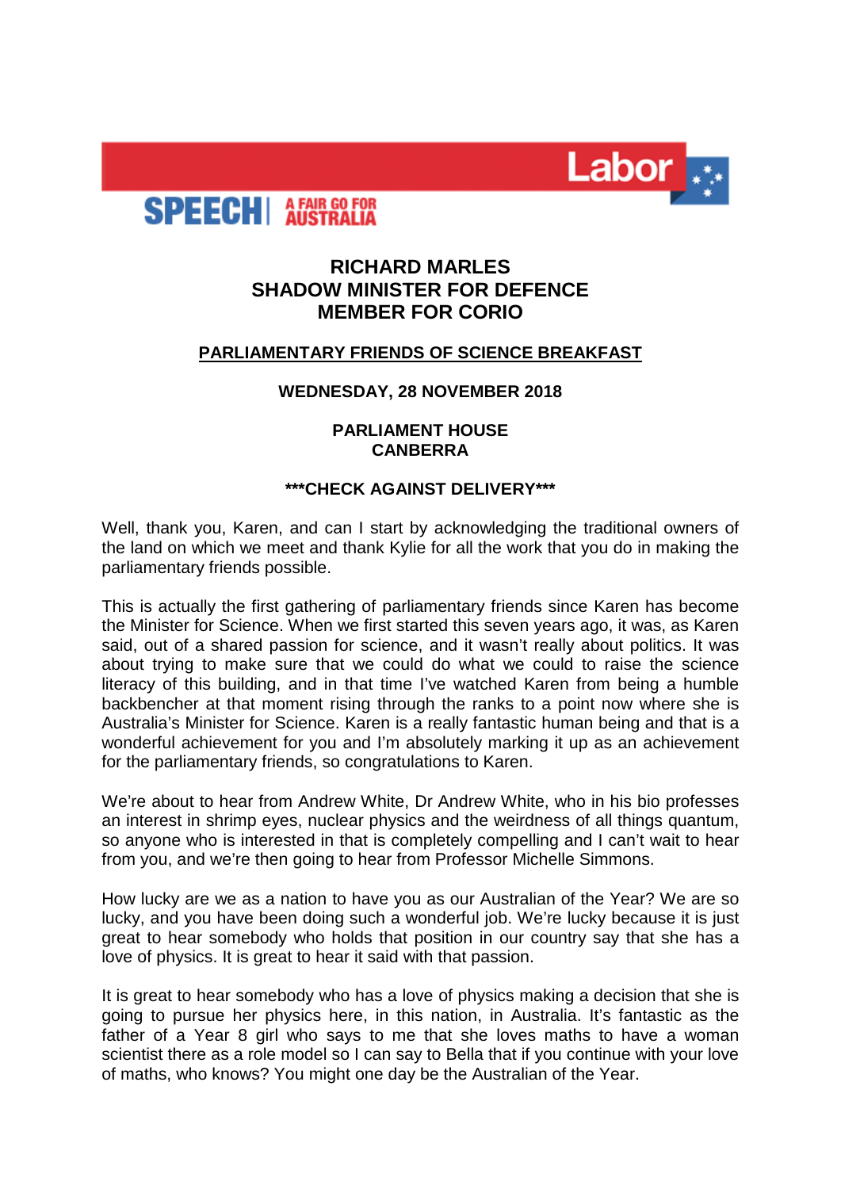**SPEECH** | A FAIR GO FOR AUSTRALIA

Labor

# RICHARD MARLES
# SHADOW MINISTER FOR DEFENCE
# MEMBER FOR CORIO

**PARLIAMENTARY FRIENDS OF SCIENCE BREAKFAST**

**WEDNESDAY, 28 NOVEMBER 2018**

**PARLIAMENT HOUSE**
**CANBERRA**

**\*\*\*CHECK AGAINST DELIVERY\*\*\***

Well, thank you, Karen, and can I start by acknowledging the traditional owners of the land on which we meet and thank Kylie for all the work that you do in making the parliamentary friends possible.

This is actually the first gathering of parliamentary friends since Karen has become the Minister for Science. When we first started this seven years ago, it was, as Karen said, out of a shared passion for science, and it wasn't really about politics. It was about trying to make sure that we could do what we could to raise the science literacy of this building, and in that time I've watched Karen from being a humble backbencher at that moment rising through the ranks to a point now where she is Australia's Minister for Science. Karen is a really fantastic human being and that is a wonderful achievement for you and I'm absolutely marking it up as an achievement for the parliamentary friends, so congratulations to Karen.

We're about to hear from Andrew White, Dr Andrew White, who in his bio professes an interest in shrimp eyes, nuclear physics and the weirdness of all things quantum, so anyone who is interested in that is completely compelling and I can't wait to hear from you, and we're then going to hear from Professor Michelle Simmons.

How lucky are we as a nation to have you as our Australian of the Year? We are so lucky, and you have been doing such a wonderful job. We're lucky because it is just great to hear somebody who holds that position in our country say that she has a love of physics. It is great to hear it said with that passion.

It is great to hear somebody who has a love of physics making a decision that she is going to pursue her physics here, in this nation, in Australia. It's fantastic as the father of a Year 8 girl who says to me that she loves maths to have a woman scientist there as a role model so I can say to Bella that if you continue with your love of maths, who knows? You might one day be the Australian of the Year.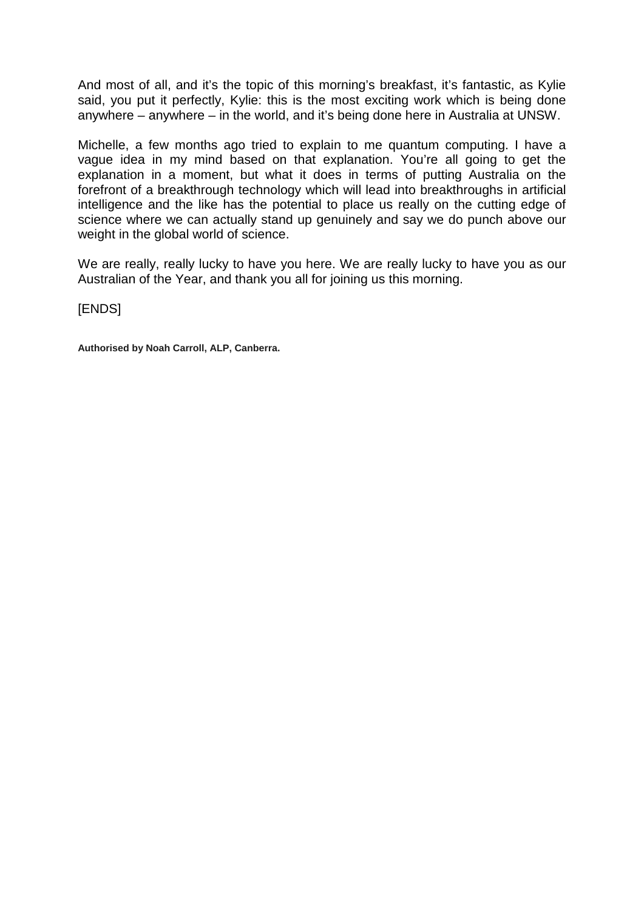And most of all, and it's the topic of this morning's breakfast, it's fantastic, as Kylie said, you put it perfectly, Kylie: this is the most exciting work which is being done anywhere – anywhere – in the world, and it's being done here in Australia at UNSW.

Michelle, a few months ago tried to explain to me quantum computing. I have a vague idea in my mind based on that explanation. You're all going to get the explanation in a moment, but what it does in terms of putting Australia on the forefront of a breakthrough technology which will lead into breakthroughs in artificial intelligence and the like has the potential to place us really on the cutting edge of science where we can actually stand up genuinely and say we do punch above our weight in the global world of science.

We are really, really lucky to have you here. We are really lucky to have you as our Australian of the Year, and thank you all for joining us this morning.

[ENDS]

**Authorised by Noah Carroll, ALP, Canberra.**